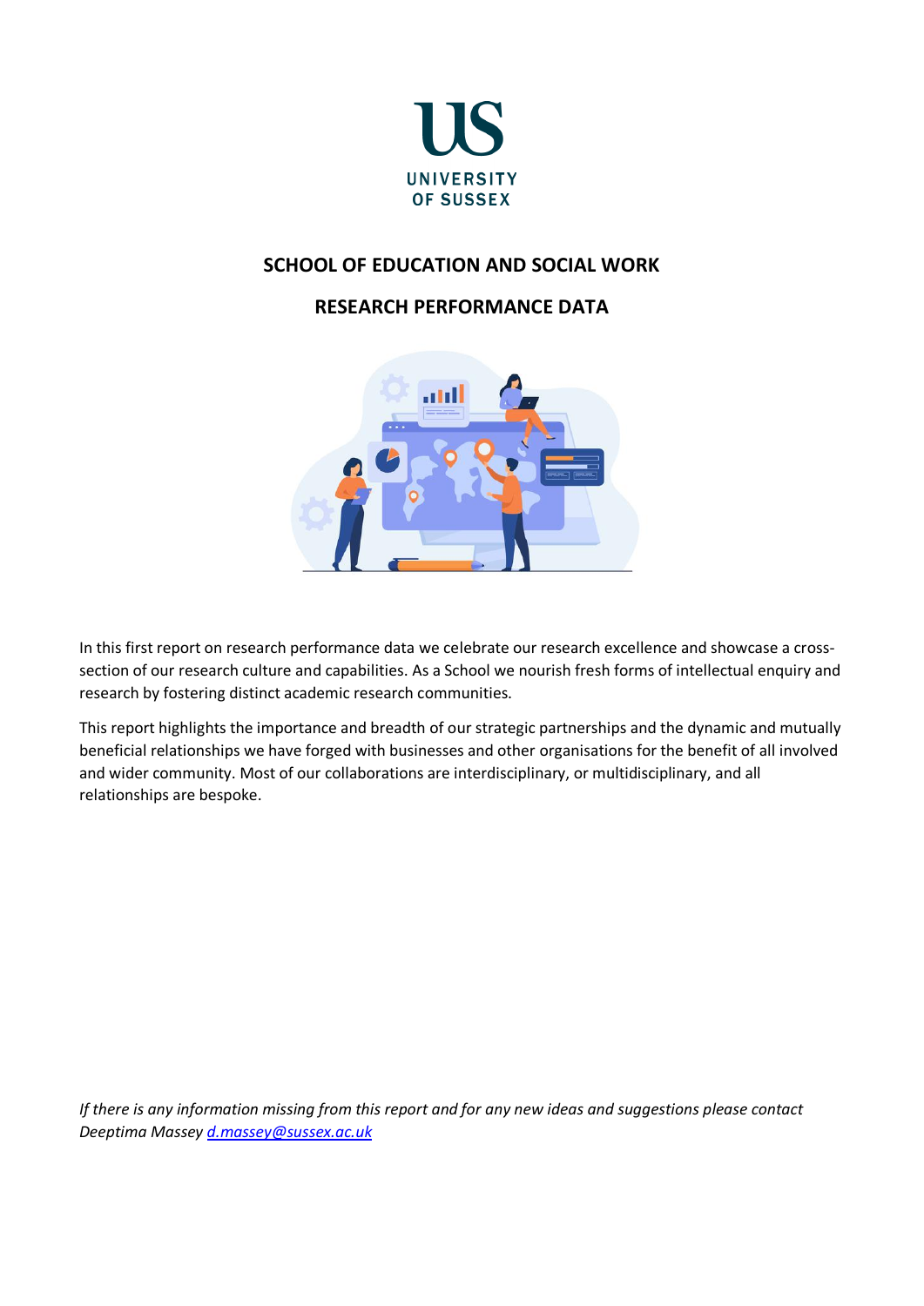UNIVERSITY OF SUSSEX

# SCHOOL OF EDUCATION AND SOCIAL WORK

## RESEARCH PERFORMANCE DATA

In this first report on research performance data we celebrate our research excellence and showcase a cross-section of our research culture and capabilities. As a School we nourish fresh forms of intellectual enquiry and research by fostering distinct academic research communities.

This report highlights the importance and breadth of our strategic partnerships and the dynamic and mutually beneficial relationships we have forged with businesses and other organisations for the benefit of all involved and wider community. Most of our collaborations are interdisciplinary, or multidisciplinary, and all relationships are bespoke.

*If there is any information missing from this report and for any new ideas and suggestions please contact Deeptima Massey [d.massey@sussex.ac.uk](mailto:d.massey@sussex.ac.uk)*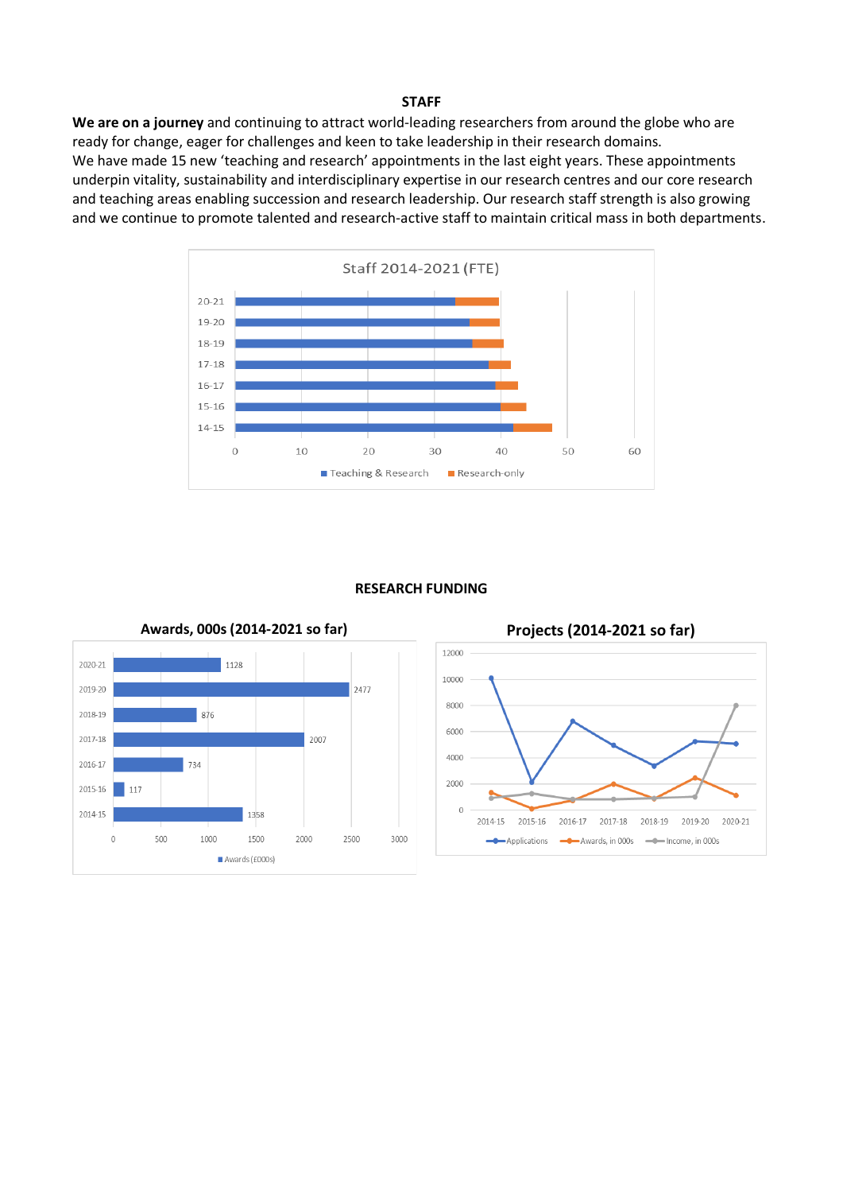## STAFF

**We are on a journey** and continuing to attract world-leading researchers from around the globe who are ready for change, eager for challenges and keen to take leadership in their research domains.

We have made 15 new 'teaching and research' appointments in the last eight years. These appointments underpin vitality, sustainability and interdisciplinary expertise in our research centres and our core research and teaching areas enabling succession and research leadership. Our research staff strength is also growing and we continue to promote talented and research-active staff to maintain critical mass in both departments.

## RESEARCH FUNDING

**Awards, 000s (2014-2021 so far)**

| Year | Awards (£000s) |
| --- | --- |
| 2020-21 | 1128 |
| 2019-20 | 2477 |
| 2018-19 | 876 |
| 2017-18 | 2007 |
| 2016-17 | 734 |
| 2015-16 | 117 |
| 2014-15 | 1358 |

**Projects (2014-2021 so far)**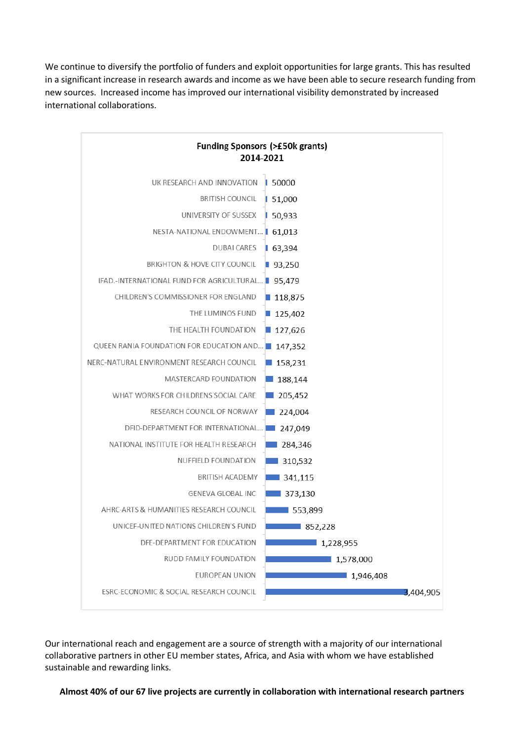We continue to diversify the portfolio of funders and exploit opportunities for large grants. This has resulted in a significant increase in research awards and income as we have been able to secure research funding from new sources. Increased income has improved our international visibility demonstrated by increased international collaborations.

**Funding Sponsors (>£50k grants) 2014-2021**

| Funding Sponsor | Amount |
|---|---|
| UK RESEARCH AND INNOVATION | 50000 |
| BRITISH COUNCIL | 51,000 |
| UNIVERSITY OF SUSSEX | 50,933 |
| NESTA-NATIONAL ENDOWMENT... | 61,013 |
| DUBAI CARES | 63,394 |
| BRIGHTON & HOVE CITY COUNCIL | 93,250 |
| IFAD.-INTERNATIONAL FUND FOR AGRICULTURAL... | 95,479 |
| CHILDREN'S COMMISSIONER FOR ENGLAND | 118,875 |
| THE LUMINOS FUND | 125,402 |
| THE HEALTH FOUNDATION | 127,626 |
| QUEEN RANIA FOUNDATION FOR EDUCATION AND... | 147,352 |
| NERC-NATURAL ENVIRONMENT RESEARCH COUNCIL | 158,231 |
| MASTERCARD FOUNDATION | 188,144 |
| WHAT WORKS FOR CHILDRENS SOCIAL CARE | 205,452 |
| RESEARCH COUNCIL OF NORWAY | 224,004 |
| DFID-DEPARTMENT FOR INTERNATIONAL... | 247,049 |
| NATIONAL INSTITUTE FOR HEALTH RESEARCH | 284,346 |
| NUFFIELD FOUNDATION | 310,532 |
| BRITISH ACADEMY | 341,115 |
| GENEVA GLOBAL INC | 373,130 |
| AHRC-ARTS & HUMANITIES RESEARCH COUNCIL | 553,899 |
| UNICEF-UNITED NATIONS CHILDREN'S FUND | 852,228 |
| DFE-DEPARTMENT FOR EDUCATION | 1,228,955 |
| RUDD FAMILY FOUNDATION | 1,578,000 |
| EUROPEAN UNION | 1,946,408 |
| ESRC-ECONOMIC & SOCIAL RESEARCH COUNCIL | 3,404,905 |

Our international reach and engagement are a source of strength with a majority of our international collaborative partners in other EU member states, Africa, and Asia with whom we have established sustainable and rewarding links.

**Almost 40% of our 67 live projects are currently in collaboration with international research partners**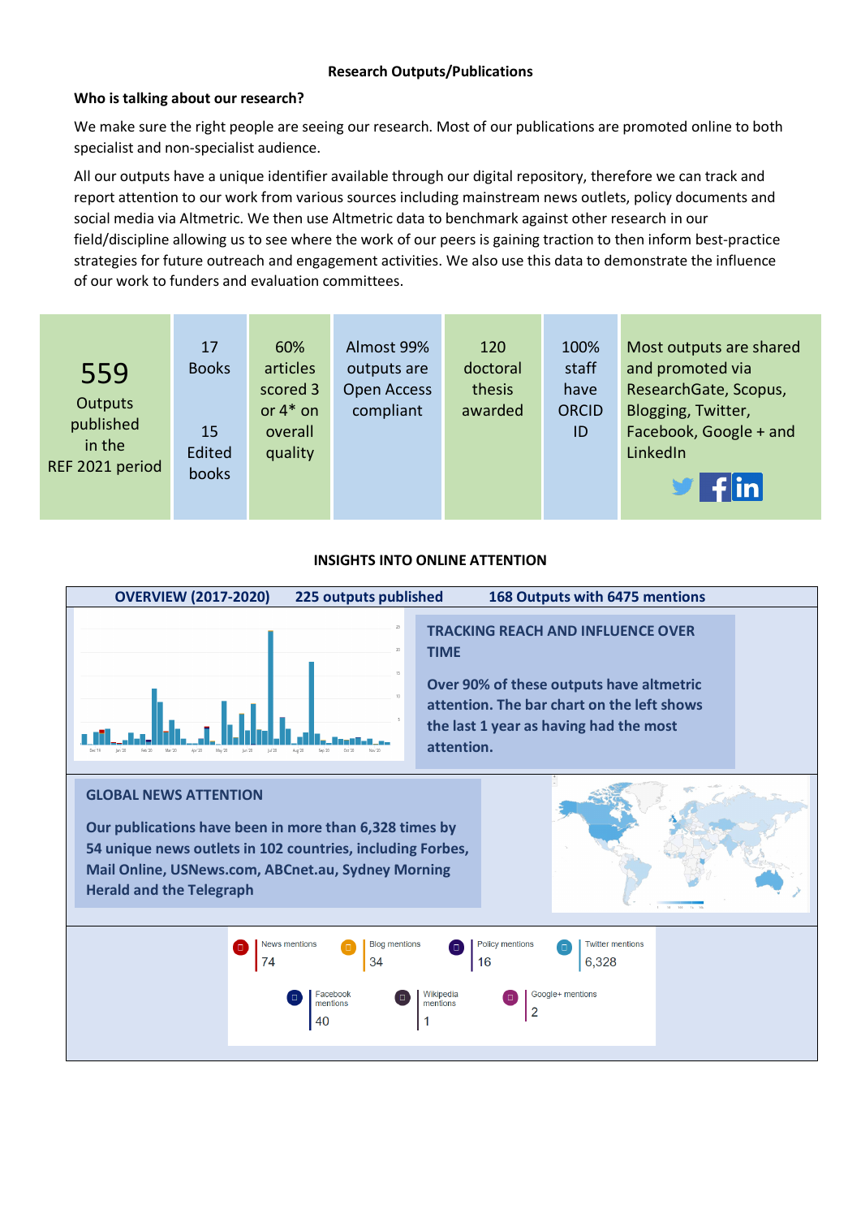**Research Outputs/Publications**

**Who is talking about our research?**

We make sure the right people are seeing our research. Most of our publications are promoted online to both specialist and non-specialist audience.

All our outputs have a unique identifier available through our digital repository, therefore we can track and report attention to our work from various sources including mainstream news outlets, policy documents and social media via Altmetric. We then use Altmetric data to benchmark against other research in our field/discipline allowing us to see where the work of our peers is gaining traction to then inform best-practice strategies for future outreach and engagement activities. We also use this data to demonstrate the influence of our work to funders and evaluation committees.

| 559 Outputs published in the REF 2021 period | 17 Books<br><br>15 Edited books | 60% articles scored 3 or 4* on overall quality | Almost 99% outputs are Open Access compliant | 120 doctoral thesis awarded | 100% staff have ORCID ID | Most outputs are shared and promoted via ResearchGate, Scopus, Blogging, Twitter, Facebook, Google + and LinkedIn |
|---|---|---|---|---|---|---|

**INSIGHTS INTO ONLINE ATTENTION**

**OVERVIEW (2017-2020)** **225 outputs published** **168 Outputs with 6475 mentions**

**TRACKING REACH AND INFLUENCE OVER TIME**

**Over 90% of these outputs have altmetric attention. The bar chart on the left shows the last 1 year as having had the most attention.**

**GLOBAL NEWS ATTENTION**

**Our publications have been in more than 6,328 times by 54 unique news outlets in 102 countries, including Forbes, Mail Online, USNews.com, ABCnet.au, Sydney Morning Herald and the Telegraph**

| News mentions | Blog mentions | Policy mentions | Twitter mentions | Facebook mentions | Wikipedia mentions | Google+ mentions |
|---|---|---|---|---|---|---|
| 74 | 34 | 16 | 6,328 | 40 | 1 | 2 |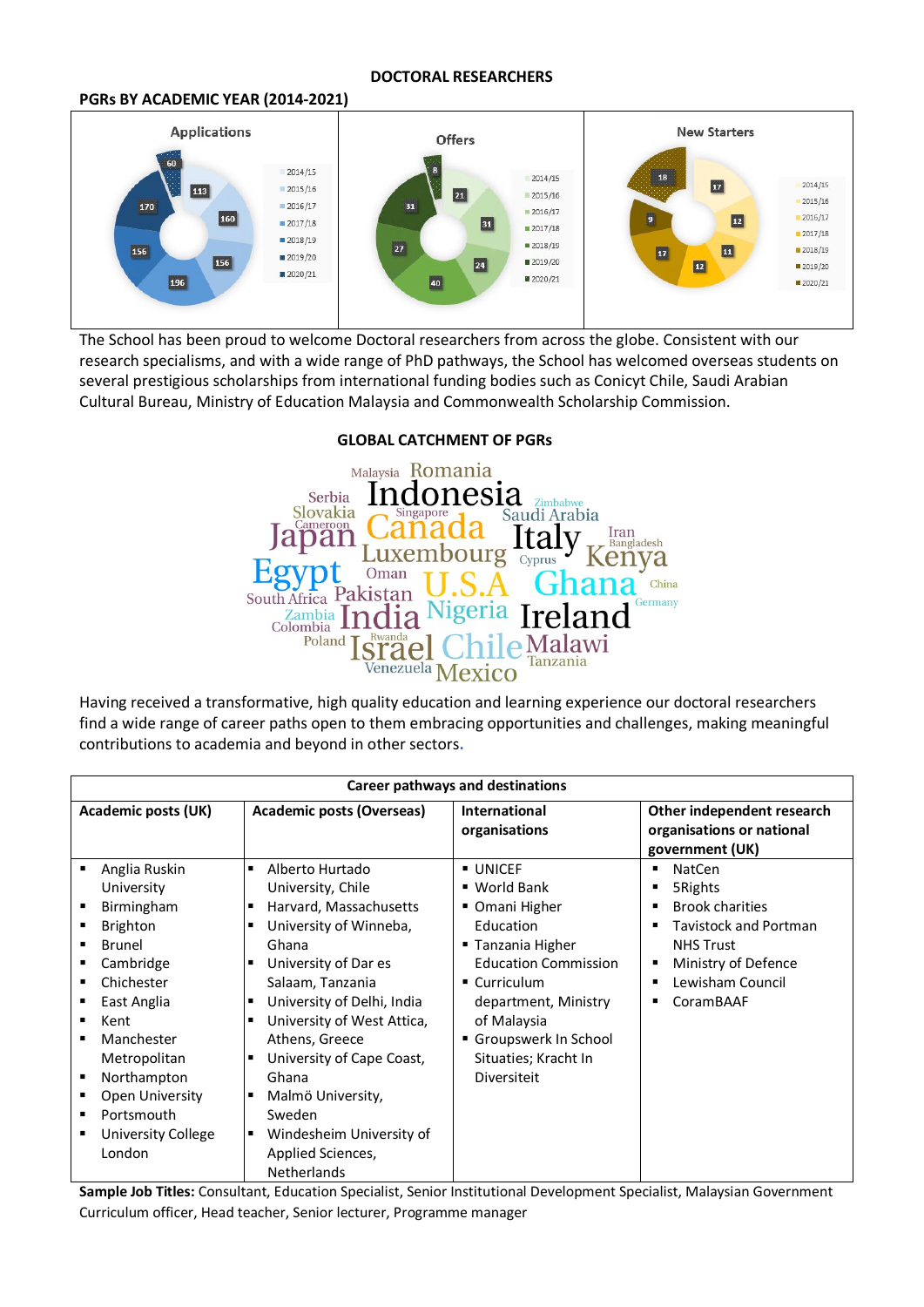## DOCTORAL RESEARCHERS

### PGRs BY ACADEMIC YEAR (2014-2021)

| Year | Applications | Offers | New Starters |
|---|---|---|---|
| 2014/15 | 113 | 21 | 17 |
| 2015/16 | 160 | 31 | 12 |
| 2016/17 | 156 | 24 | 11 |
| 2017/18 | 196 | 40 | 12 |
| 2018/19 | 156 | 27 | 17 |
| 2019/20 | 170 | 31 | 9 |
| 2020/21 | 60 | 8 | 18 |

The School has been proud to welcome Doctoral researchers from across the globe. Consistent with our research specialisms, and with a wide range of PhD pathways, the School has welcomed overseas students on several prestigious scholarships from international funding bodies such as Conicyt Chile, Saudi Arabian Cultural Bureau, Ministry of Education Malaysia and Commonwealth Scholarship Commission.

### GLOBAL CATCHMENT OF PGRs

Malaysia, Romania, Serbia, Indonesia, Zimbabwe, Slovakia, Singapore, Saudi Arabia, Cameroon, Japan, Canada, Italy, Iran, Bangladesh, Luxembourg, Cyprus, Kenya, Egypt, Oman, U.S.A, Ghana, China, South Africa, Pakistan, Nigeria, Germany, Zambia, Colombia, India, Ireland, Rwanda, Poland, Israel, Chile, Malawi, Tanzania, Venezuela, Mexico

Having received a transformative, high quality education and learning experience our doctoral researchers find a wide range of career paths open to them embracing opportunities and challenges, making meaningful contributions to academia and beyond in other sectors.

**Career pathways and destinations**

| Academic posts (UK) | Academic posts (Overseas) | International organisations | Other independent research organisations or national government (UK) |
|---|---|---|---|
| ▪ Anglia Ruskin University<br>▪ Birmingham<br>▪ Brighton<br>▪ Brunel<br>▪ Cambridge<br>▪ Chichester<br>▪ East Anglia<br>▪ Kent<br>▪ Manchester Metropolitan<br>▪ Northampton<br>▪ Open University<br>▪ Portsmouth<br>▪ University College London | ▪ Alberto Hurtado University, Chile<br>▪ Harvard, Massachusetts<br>▪ University of Winneba, Ghana<br>▪ University of Dar es Salaam, Tanzania<br>▪ University of Delhi, India<br>▪ University of West Attica, Athens, Greece<br>▪ University of Cape Coast, Ghana<br>▪ Malmö University, Sweden<br>▪ Windesheim University of Applied Sciences, Netherlands | ▪ UNICEF<br>▪ World Bank<br>▪ Omani Higher Education<br>▪ Tanzania Higher Education Commission<br>▪ Curriculum department, Ministry of Malaysia<br>▪ Groupswerk In School Situaties; Kracht In Diversiteit | ▪ NatCen<br>▪ 5Rights<br>▪ Brook charities<br>▪ Tavistock and Portman NHS Trust<br>▪ Ministry of Defence<br>▪ Lewisham Council<br>▪ CoramBAAF |

**Sample Job Titles:** Consultant, Education Specialist, Senior Institutional Development Specialist, Malaysian Government Curriculum officer, Head teacher, Senior lecturer, Programme manager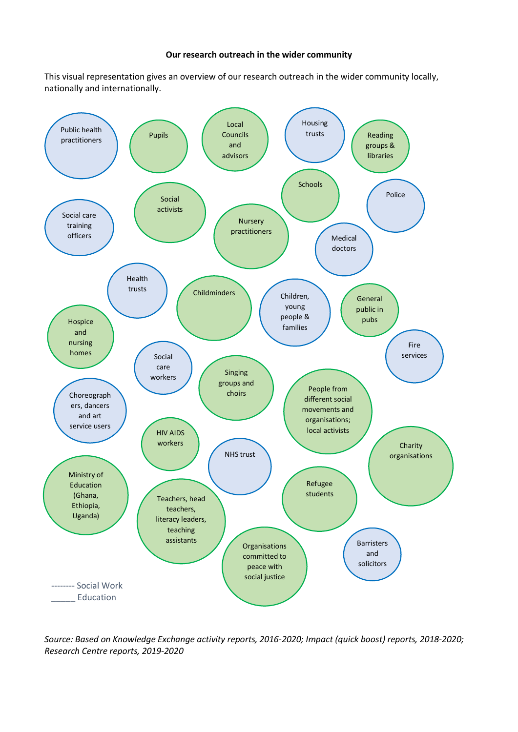**Our research outreach in the wider community**

This visual representation gives an overview of our research outreach in the wider community locally, nationally and internationally.

- Public health practitioners
- Pupils
- Local Councils and advisors
- Housing trusts
- Reading groups & libraries
- Schools
- Police
- Social care training officers
- Social activists
- Nursery practitioners
- Medical doctors
- Health trusts
- Childminders
- Children, young people & families
- General public in pubs
- Hospice and nursing homes
- Fire services
- Social care workers
- Singing groups and choirs
- People from different social movements and organisations; local activists
- Choreographers, dancers and art service users
- HIV AIDS workers
- NHS trust
- Charity organisations
- Ministry of Education (Ghana, Ethiopia, Uganda)
- Teachers, head teachers, literacy leaders, teaching assistants
- Refugee students
- Organisations committed to peace with social justice
- Barristers and solicitors

-------- Social Work
_____ Education

*Source: Based on Knowledge Exchange activity reports, 2016-2020; Impact (quick boost) reports, 2018-2020; Research Centre reports, 2019-2020*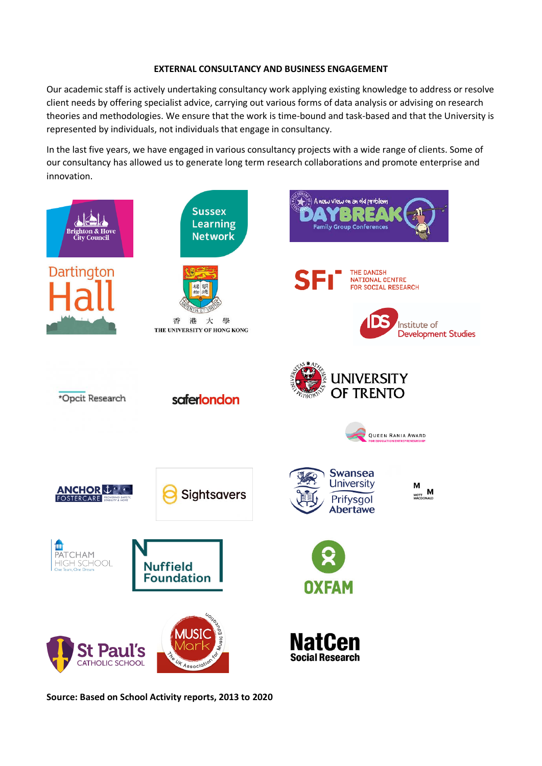**EXTERNAL CONSULTANCY AND BUSINESS ENGAGEMENT**

Our academic staff is actively undertaking consultancy work applying existing knowledge to address or resolve client needs by offering specialist advice, carrying out various forms of data analysis or advising on research theories and methodologies. We ensure that the work is time-bound and task-based and that the University is represented by individuals, not individuals that engage in consultancy.

In the last five years, we have engaged in various consultancy projects with a wide range of clients. Some of our consultancy has allowed us to generate long term research collaborations and promote enterprise and innovation.

Brighton & Hove City Council

Sussex Learning Network

A new view on an old problem DAYBREAK Family Group Conferences

Dartington Hall

香 港 大 學 THE UNIVERSITY OF HONG KONG

SFI THE DANISH NATIONAL CENTRE FOR SOCIAL RESEARCH

IDS Institute of Development Studies

*Opcit Research

saferlondon

UNIVERSITY OF TRENTO

QUEEN RANIA AWARD FOR EDUCATION ENTREPRENEURSHIP

ANCHOR FOSTERCARE PROVIDING SAFETY, STABILITY & HOPE

Sightsavers

Swansea University Prifysgol Abertawe

MOTT MACDONALD

PATCHAM HIGH SCHOOL One Team, One Dream

Nuffield Foundation

OXFAM

St Paul's CATHOLIC SCHOOL

MUSIC Mark The UK Association for Music Education

NatCen Social Research

**Source: Based on School Activity reports, 2013 to 2020**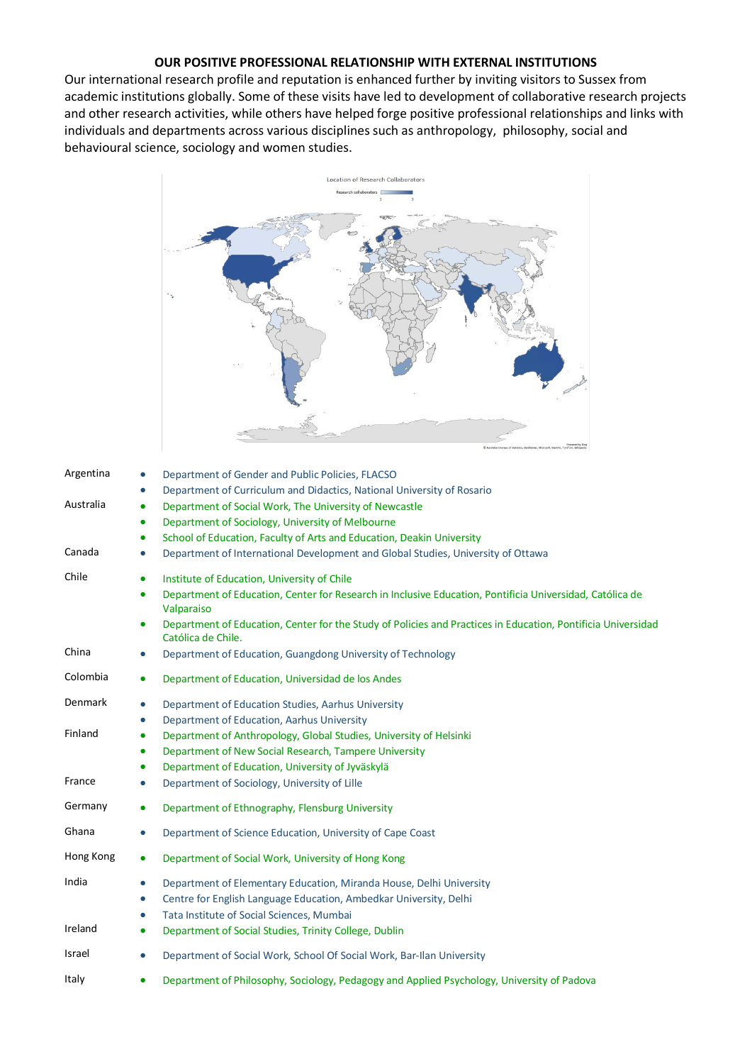## OUR POSITIVE PROFESSIONAL RELATIONSHIP WITH EXTERNAL INSTITUTIONS

Our international research profile and reputation is enhanced further by inviting visitors to Sussex from academic institutions globally. Some of these visits have led to development of collaborative research projects and other research activities, while others have helped forge positive professional relationships and links with individuals and departments across various disciplines such as anthropology, philosophy, social and behavioural science, sociology and women studies.

Location of Research Collaborators

Argentina
- Department of Gender and Public Policies, FLACSO
- Department of Curriculum and Didactics, National University of Rosario

Australia
- Department of Social Work, The University of Newcastle
- Department of Sociology, University of Melbourne
- School of Education, Faculty of Arts and Education, Deakin University

Canada
- Department of International Development and Global Studies, University of Ottawa

Chile
- Institute of Education, University of Chile
- Department of Education, Center for Research in Inclusive Education, Pontificia Universidad, Católica de Valparaiso
- Department of Education, Center for the Study of Policies and Practices in Education, Pontificia Universidad Católica de Chile.

China
- Department of Education, Guangdong University of Technology

Colombia
- Department of Education, Universidad de los Andes

Denmark
- Department of Education Studies, Aarhus University
- Department of Education, Aarhus University

Finland
- Department of Anthropology, Global Studies, University of Helsinki
- Department of New Social Research, Tampere University
- Department of Education, University of Jyväskylä

France
- Department of Sociology, University of Lille

Germany
- Department of Ethnography, Flensburg University

Ghana
- Department of Science Education, University of Cape Coast

Hong Kong
- Department of Social Work, University of Hong Kong

India
- Department of Elementary Education, Miranda House, Delhi University
- Centre for English Language Education, Ambedkar University, Delhi
- Tata Institute of Social Sciences, Mumbai

Ireland
- Department of Social Studies, Trinity College, Dublin

Israel
- Department of Social Work, School Of Social Work, Bar-Ilan University

Italy
- Department of Philosophy, Sociology, Pedagogy and Applied Psychology, University of Padova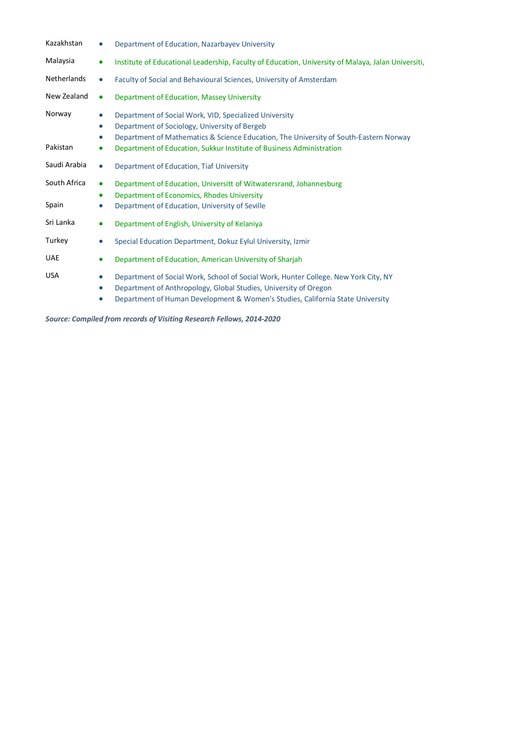| | |
|---|---|
| Kazakhstan | • Department of Education, Nazarbayev University |
| Malaysia | • Institute of Educational Leadership, Faculty of Education, University of Malaya, Jalan Universiti, |
| Netherlands | • Faculty of Social and Behavioural Sciences, University of Amsterdam |
| New Zealand | • Department of Education, Massey University |
| Norway | • Department of Social Work, VID, Specialized University<br>• Department of Sociology, University of Bergeb<br>• Department of Mathematics & Science Education, The University of South-Eastern Norway |
| Pakistan | • Department of Education, Sukkur Institute of Business Administration |
| Saudi Arabia | • Department of Education, Tiaf University |
| South Africa | • Department of Education, Universitt of Witwatersrand, Johannesburg<br>• Department of Economics, Rhodes University |
| Spain | • Department of Education, University of Seville |
| Sri Lanka | • Department of English, University of Kelaniya |
| Turkey | • Special Education Department, Dokuz Eylul University, Izmir |
| UAE | • Department of Education, American University of Sharjah |
| USA | • Department of Social Work, School of Social Work, Hunter College. New York City, NY<br>• Department of Anthropology, Global Studies, University of Oregon<br>• Department of Human Development & Women's Studies, California State University |

***Source: Compiled from records of Visiting Research Fellows, 2014-2020***